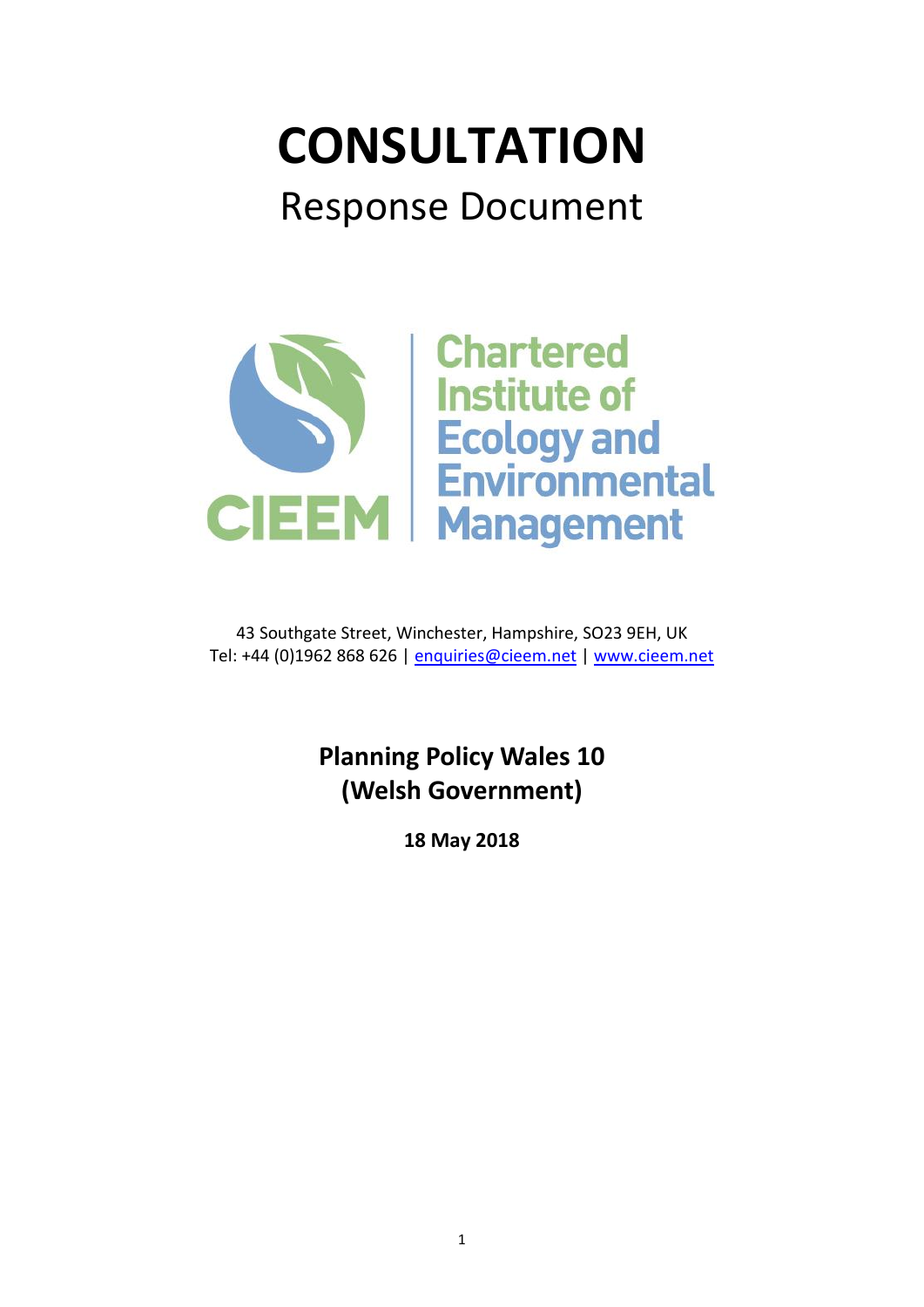# CONSULTATION

## Response Document

CIEEM | Chartered Institute of Ecology and Environmental Management

43 Southgate Street, Winchester, Hampshire, SO23 9EH, UK
Tel: +44 (0)1962 868 626 | enquiries@cieem.net | www.cieem.net

**Planning Policy Wales 10**
**(Welsh Government)**

**18 May 2018**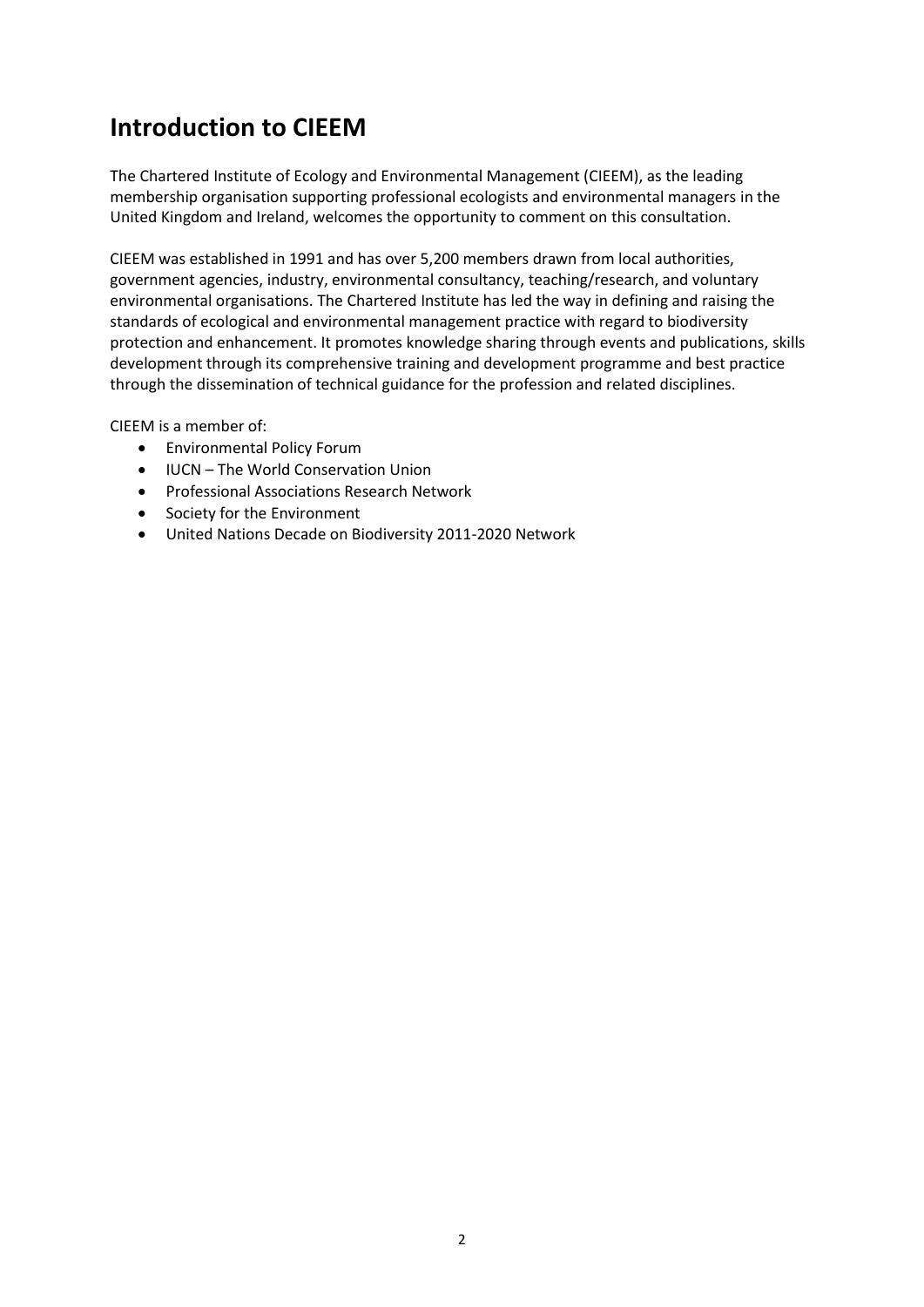# Introduction to CIEEM

The Chartered Institute of Ecology and Environmental Management (CIEEM), as the leading membership organisation supporting professional ecologists and environmental managers in the United Kingdom and Ireland, welcomes the opportunity to comment on this consultation.

CIEEM was established in 1991 and has over 5,200 members drawn from local authorities, government agencies, industry, environmental consultancy, teaching/research, and voluntary environmental organisations. The Chartered Institute has led the way in defining and raising the standards of ecological and environmental management practice with regard to biodiversity protection and enhancement. It promotes knowledge sharing through events and publications, skills development through its comprehensive training and development programme and best practice through the dissemination of technical guidance for the profession and related disciplines.

CIEEM is a member of:

- Environmental Policy Forum
- IUCN – The World Conservation Union
- Professional Associations Research Network
- Society for the Environment
- United Nations Decade on Biodiversity 2011-2020 Network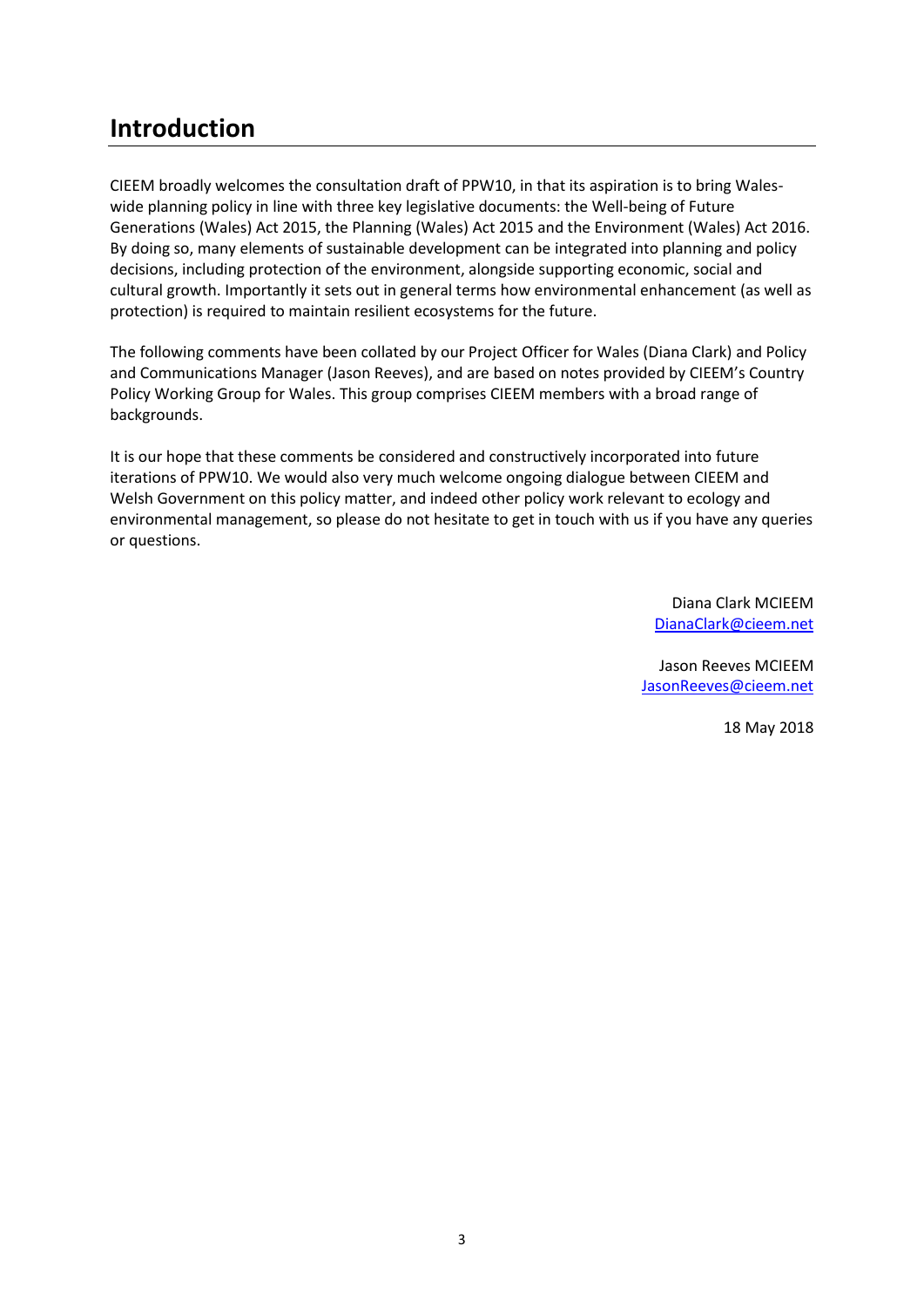## Introduction

CIEEM broadly welcomes the consultation draft of PPW10, in that its aspiration is to bring Wales-wide planning policy in line with three key legislative documents: the Well-being of Future Generations (Wales) Act 2015, the Planning (Wales) Act 2015 and the Environment (Wales) Act 2016. By doing so, many elements of sustainable development can be integrated into planning and policy decisions, including protection of the environment, alongside supporting economic, social and cultural growth. Importantly it sets out in general terms how environmental enhancement (as well as protection) is required to maintain resilient ecosystems for the future.

The following comments have been collated by our Project Officer for Wales (Diana Clark) and Policy and Communications Manager (Jason Reeves), and are based on notes provided by CIEEM's Country Policy Working Group for Wales. This group comprises CIEEM members with a broad range of backgrounds.

It is our hope that these comments be considered and constructively incorporated into future iterations of PPW10. We would also very much welcome ongoing dialogue between CIEEM and Welsh Government on this policy matter, and indeed other policy work relevant to ecology and environmental management, so please do not hesitate to get in touch with us if you have any queries or questions.

Diana Clark MCIEEM
DianaClark@cieem.net

Jason Reeves MCIEEM
JasonReeves@cieem.net

18 May 2018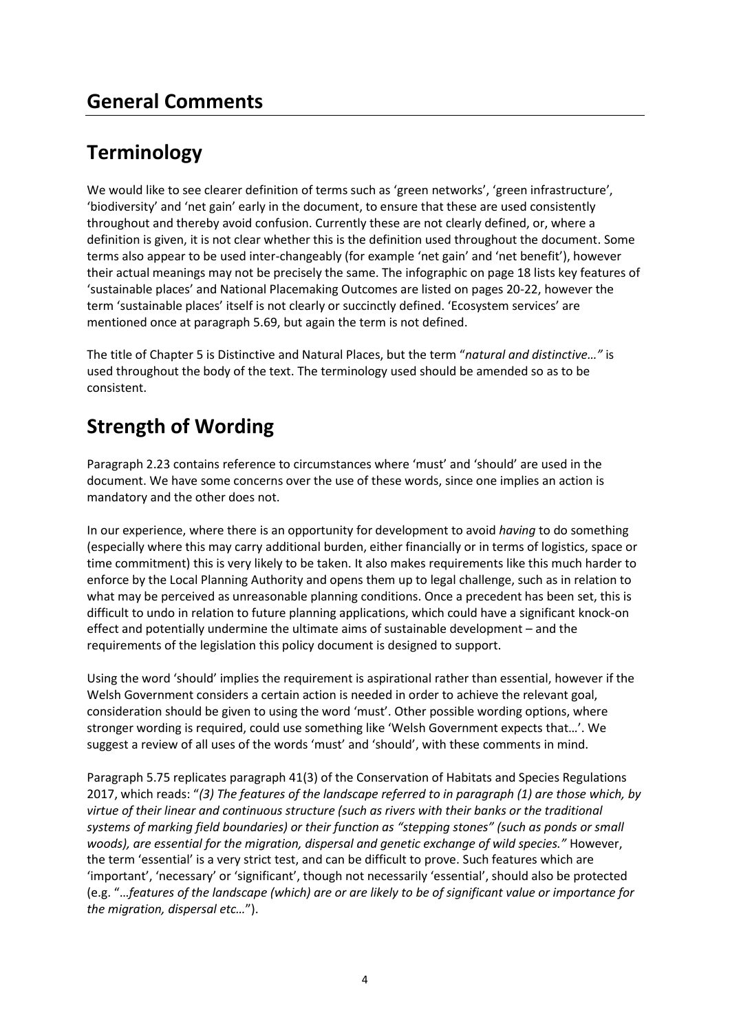# General Comments

## Terminology

We would like to see clearer definition of terms such as 'green networks', 'green infrastructure', 'biodiversity' and 'net gain' early in the document, to ensure that these are used consistently throughout and thereby avoid confusion. Currently these are not clearly defined, or, where a definition is given, it is not clear whether this is the definition used throughout the document. Some terms also appear to be used inter-changeably (for example 'net gain' and 'net benefit'), however their actual meanings may not be precisely the same. The infographic on page 18 lists key features of 'sustainable places' and National Placemaking Outcomes are listed on pages 20-22, however the term 'sustainable places' itself is not clearly or succinctly defined. 'Ecosystem services' are mentioned once at paragraph 5.69, but again the term is not defined.

The title of Chapter 5 is Distinctive and Natural Places, but the term "*natural and distinctive…"* is used throughout the body of the text. The terminology used should be amended so as to be consistent.

## Strength of Wording

Paragraph 2.23 contains reference to circumstances where 'must' and 'should' are used in the document. We have some concerns over the use of these words, since one implies an action is mandatory and the other does not.

In our experience, where there is an opportunity for development to avoid *having* to do something (especially where this may carry additional burden, either financially or in terms of logistics, space or time commitment) this is very likely to be taken. It also makes requirements like this much harder to enforce by the Local Planning Authority and opens them up to legal challenge, such as in relation to what may be perceived as unreasonable planning conditions. Once a precedent has been set, this is difficult to undo in relation to future planning applications, which could have a significant knock-on effect and potentially undermine the ultimate aims of sustainable development – and the requirements of the legislation this policy document is designed to support.

Using the word 'should' implies the requirement is aspirational rather than essential, however if the Welsh Government considers a certain action is needed in order to achieve the relevant goal, consideration should be given to using the word 'must'. Other possible wording options, where stronger wording is required, could use something like 'Welsh Government expects that…'. We suggest a review of all uses of the words 'must' and 'should', with these comments in mind.

Paragraph 5.75 replicates paragraph 41(3) of the Conservation of Habitats and Species Regulations 2017, which reads: "*(3) The features of the landscape referred to in paragraph (1) are those which, by virtue of their linear and continuous structure (such as rivers with their banks or the traditional systems of marking field boundaries) or their function as "stepping stones" (such as ponds or small woods), are essential for the migration, dispersal and genetic exchange of wild species."* However, the term 'essential' is a very strict test, and can be difficult to prove. Such features which are 'important', 'necessary' or 'significant', though not necessarily 'essential', should also be protected (e.g. "*…features of the landscape (which) are or are likely to be of significant value or importance for the migration, dispersal etc…*").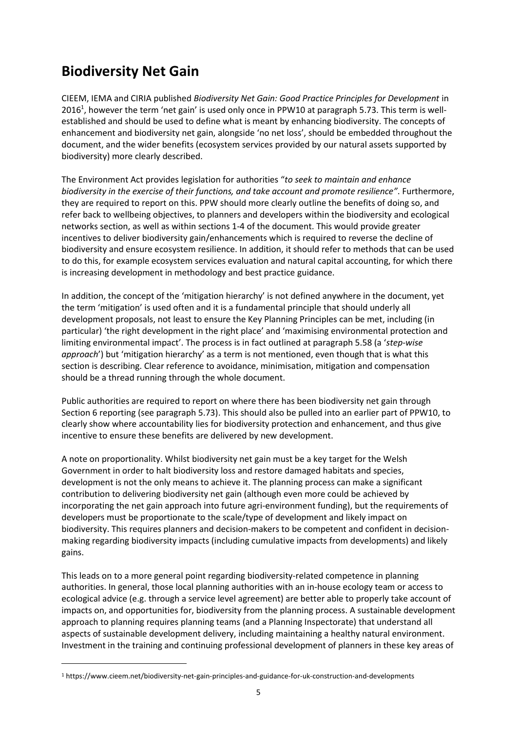# Biodiversity Net Gain

CIEEM, IEMA and CIRIA published *Biodiversity Net Gain: Good Practice Principles for Development* in 2016[1], however the term 'net gain' is used only once in PPW10 at paragraph 5.73. This term is well-established and should be used to define what is meant by enhancing biodiversity. The concepts of enhancement and biodiversity net gain, alongside 'no net loss', should be embedded throughout the document, and the wider benefits (ecosystem services provided by our natural assets supported by biodiversity) more clearly described.

The Environment Act provides legislation for authorities "*to seek to maintain and enhance biodiversity in the exercise of their functions, and take account and promote resilience"*. Furthermore, they are required to report on this. PPW should more clearly outline the benefits of doing so, and refer back to wellbeing objectives, to planners and developers within the biodiversity and ecological networks section, as well as within sections 1-4 of the document. This would provide greater incentives to deliver biodiversity gain/enhancements which is required to reverse the decline of biodiversity and ensure ecosystem resilience. In addition, it should refer to methods that can be used to do this, for example ecosystem services evaluation and natural capital accounting, for which there is increasing development in methodology and best practice guidance.

In addition, the concept of the 'mitigation hierarchy' is not defined anywhere in the document, yet the term 'mitigation' is used often and it is a fundamental principle that should underly all development proposals, not least to ensure the Key Planning Principles can be met, including (in particular) 'the right development in the right place' and 'maximising environmental protection and limiting environmental impact'. The process is in fact outlined at paragraph 5.58 (a '*step-wise approach*') but 'mitigation hierarchy' as a term is not mentioned, even though that is what this section is describing. Clear reference to avoidance, minimisation, mitigation and compensation should be a thread running through the whole document.

Public authorities are required to report on where there has been biodiversity net gain through Section 6 reporting (see paragraph 5.73). This should also be pulled into an earlier part of PPW10, to clearly show where accountability lies for biodiversity protection and enhancement, and thus give incentive to ensure these benefits are delivered by new development.

A note on proportionality. Whilst biodiversity net gain must be a key target for the Welsh Government in order to halt biodiversity loss and restore damaged habitats and species, development is not the only means to achieve it. The planning process can make a significant contribution to delivering biodiversity net gain (although even more could be achieved by incorporating the net gain approach into future agri-environment funding), but the requirements of developers must be proportionate to the scale/type of development and likely impact on biodiversity. This requires planners and decision-makers to be competent and confident in decision-making regarding biodiversity impacts (including cumulative impacts from developments) and likely gains.

This leads on to a more general point regarding biodiversity-related competence in planning authorities. In general, those local planning authorities with an in-house ecology team or access to ecological advice (e.g. through a service level agreement) are better able to properly take account of impacts on, and opportunities for, biodiversity from the planning process. A sustainable development approach to planning requires planning teams (and a Planning Inspectorate) that understand all aspects of sustainable development delivery, including maintaining a healthy natural environment. Investment in the training and continuing professional development of planners in these key areas of

[1] https://www.cieem.net/biodiversity-net-gain-principles-and-guidance-for-uk-construction-and-developments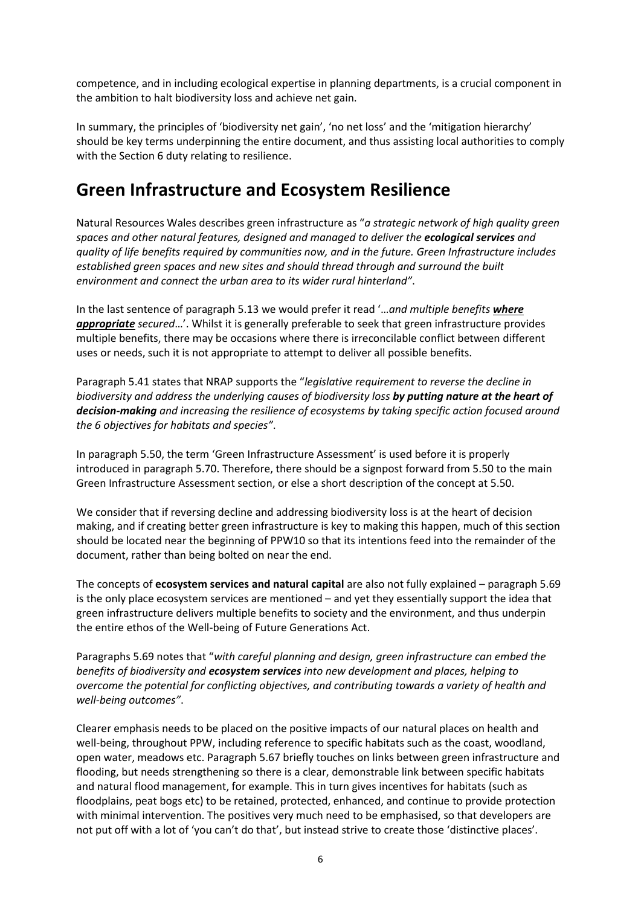competence, and in including ecological expertise in planning departments, is a crucial component in the ambition to halt biodiversity loss and achieve net gain.

In summary, the principles of 'biodiversity net gain', 'no net loss' and the 'mitigation hierarchy' should be key terms underpinning the entire document, and thus assisting local authorities to comply with the Section 6 duty relating to resilience.

## Green Infrastructure and Ecosystem Resilience

Natural Resources Wales describes green infrastructure as "*a strategic network of high quality green spaces and other natural features, designed and managed to deliver the* ***ecological services*** *and quality of life benefits required by communities now, and in the future. Green Infrastructure includes established green spaces and new sites and should thread through and surround the built environment and connect the urban area to its wider rural hinterland"*.

In the last sentence of paragraph 5.13 we would prefer it read '…*and multiple benefits* ***where appropriate*** *secured*…'. Whilst it is generally preferable to seek that green infrastructure provides multiple benefits, there may be occasions where there is irreconcilable conflict between different uses or needs, such it is not appropriate to attempt to deliver all possible benefits.

Paragraph 5.41 states that NRAP supports the "*legislative requirement to reverse the decline in biodiversity and address the underlying causes of biodiversity loss* ***by putting nature at the heart of decision-making*** *and increasing the resilience of ecosystems by taking specific action focused around the 6 objectives for habitats and species"*.

In paragraph 5.50, the term 'Green Infrastructure Assessment' is used before it is properly introduced in paragraph 5.70. Therefore, there should be a signpost forward from 5.50 to the main Green Infrastructure Assessment section, or else a short description of the concept at 5.50.

We consider that if reversing decline and addressing biodiversity loss is at the heart of decision making, and if creating better green infrastructure is key to making this happen, much of this section should be located near the beginning of PPW10 so that its intentions feed into the remainder of the document, rather than being bolted on near the end.

The concepts of **ecosystem services and natural capital** are also not fully explained – paragraph 5.69 is the only place ecosystem services are mentioned – and yet they essentially support the idea that green infrastructure delivers multiple benefits to society and the environment, and thus underpin the entire ethos of the Well-being of Future Generations Act.

Paragraphs 5.69 notes that "*with careful planning and design, green infrastructure can embed the benefits of biodiversity and* ***ecosystem services*** *into new development and places, helping to overcome the potential for conflicting objectives, and contributing towards a variety of health and well-being outcomes"*.

Clearer emphasis needs to be placed on the positive impacts of our natural places on health and well-being, throughout PPW, including reference to specific habitats such as the coast, woodland, open water, meadows etc. Paragraph 5.67 briefly touches on links between green infrastructure and flooding, but needs strengthening so there is a clear, demonstrable link between specific habitats and natural flood management, for example. This in turn gives incentives for habitats (such as floodplains, peat bogs etc) to be retained, protected, enhanced, and continue to provide protection with minimal intervention. The positives very much need to be emphasised, so that developers are not put off with a lot of 'you can't do that', but instead strive to create those 'distinctive places'.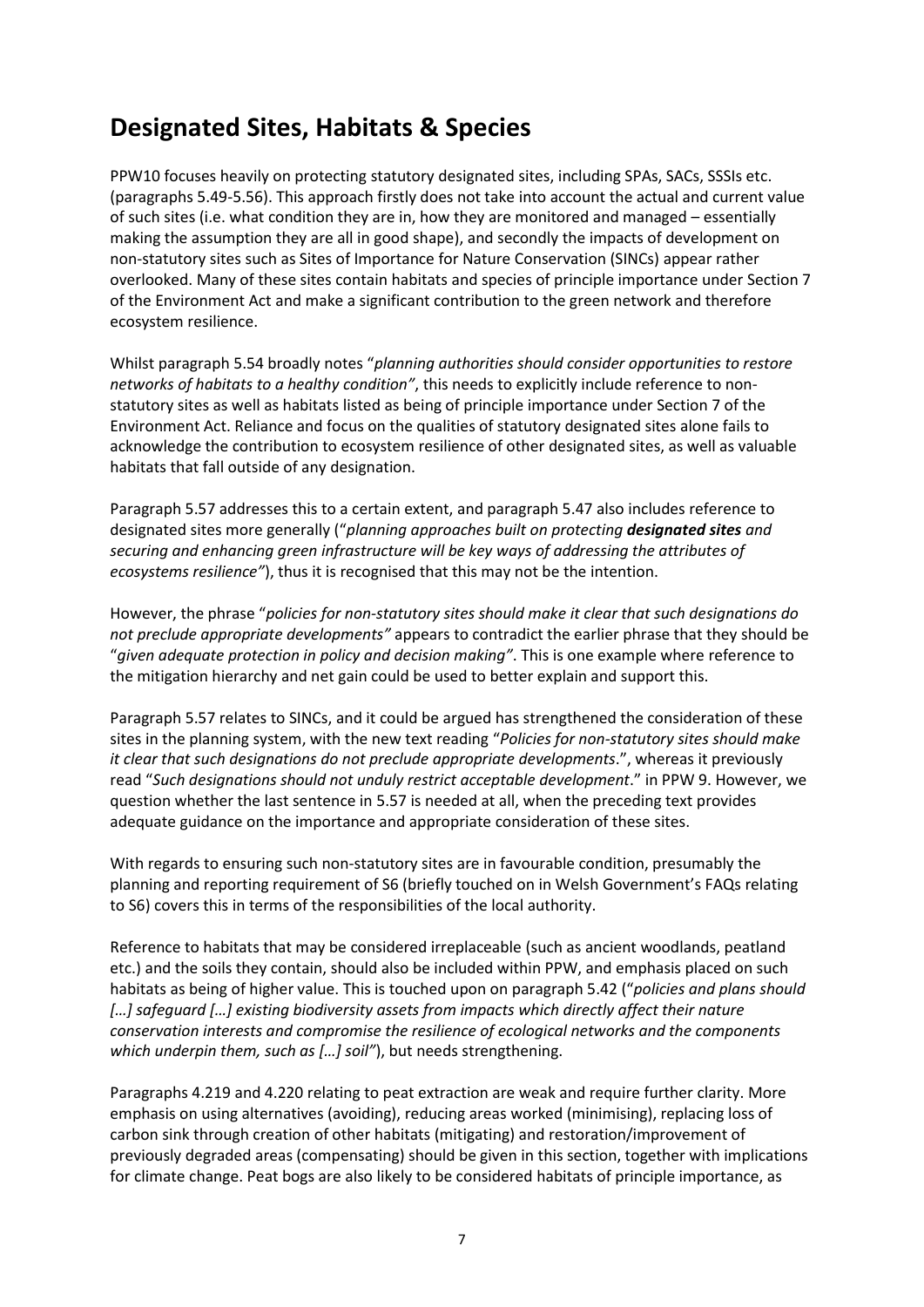## Designated Sites, Habitats & Species

PPW10 focuses heavily on protecting statutory designated sites, including SPAs, SACs, SSSIs etc. (paragraphs 5.49-5.56). This approach firstly does not take into account the actual and current value of such sites (i.e. what condition they are in, how they are monitored and managed – essentially making the assumption they are all in good shape), and secondly the impacts of development on non-statutory sites such as Sites of Importance for Nature Conservation (SINCs) appear rather overlooked. Many of these sites contain habitats and species of principle importance under Section 7 of the Environment Act and make a significant contribution to the green network and therefore ecosystem resilience.

Whilst paragraph 5.54 broadly notes "*planning authorities should consider opportunities to restore networks of habitats to a healthy condition"*, this needs to explicitly include reference to non-statutory sites as well as habitats listed as being of principle importance under Section 7 of the Environment Act. Reliance and focus on the qualities of statutory designated sites alone fails to acknowledge the contribution to ecosystem resilience of other designated sites, as well as valuable habitats that fall outside of any designation.

Paragraph 5.57 addresses this to a certain extent, and paragraph 5.47 also includes reference to designated sites more generally ("*planning approaches built on protecting **designated sites** and securing and enhancing green infrastructure will be key ways of addressing the attributes of ecosystems resilience"*), thus it is recognised that this may not be the intention.

However, the phrase "*policies for non-statutory sites should make it clear that such designations do not preclude appropriate developments"* appears to contradict the earlier phrase that they should be "*given adequate protection in policy and decision making"*. This is one example where reference to the mitigation hierarchy and net gain could be used to better explain and support this.

Paragraph 5.57 relates to SINCs, and it could be argued has strengthened the consideration of these sites in the planning system, with the new text reading "*Policies for non-statutory sites should make it clear that such designations do not preclude appropriate developments*.", whereas it previously read "*Such designations should not unduly restrict acceptable development*." in PPW 9. However, we question whether the last sentence in 5.57 is needed at all, when the preceding text provides adequate guidance on the importance and appropriate consideration of these sites.

With regards to ensuring such non-statutory sites are in favourable condition, presumably the planning and reporting requirement of S6 (briefly touched on in Welsh Government's FAQs relating to S6) covers this in terms of the responsibilities of the local authority.

Reference to habitats that may be considered irreplaceable (such as ancient woodlands, peatland etc.) and the soils they contain, should also be included within PPW, and emphasis placed on such habitats as being of higher value. This is touched upon on paragraph 5.42 ("*policies and plans should […] safeguard […] existing biodiversity assets from impacts which directly affect their nature conservation interests and compromise the resilience of ecological networks and the components which underpin them, such as […] soil"*), but needs strengthening.

Paragraphs 4.219 and 4.220 relating to peat extraction are weak and require further clarity. More emphasis on using alternatives (avoiding), reducing areas worked (minimising), replacing loss of carbon sink through creation of other habitats (mitigating) and restoration/improvement of previously degraded areas (compensating) should be given in this section, together with implications for climate change. Peat bogs are also likely to be considered habitats of principle importance, as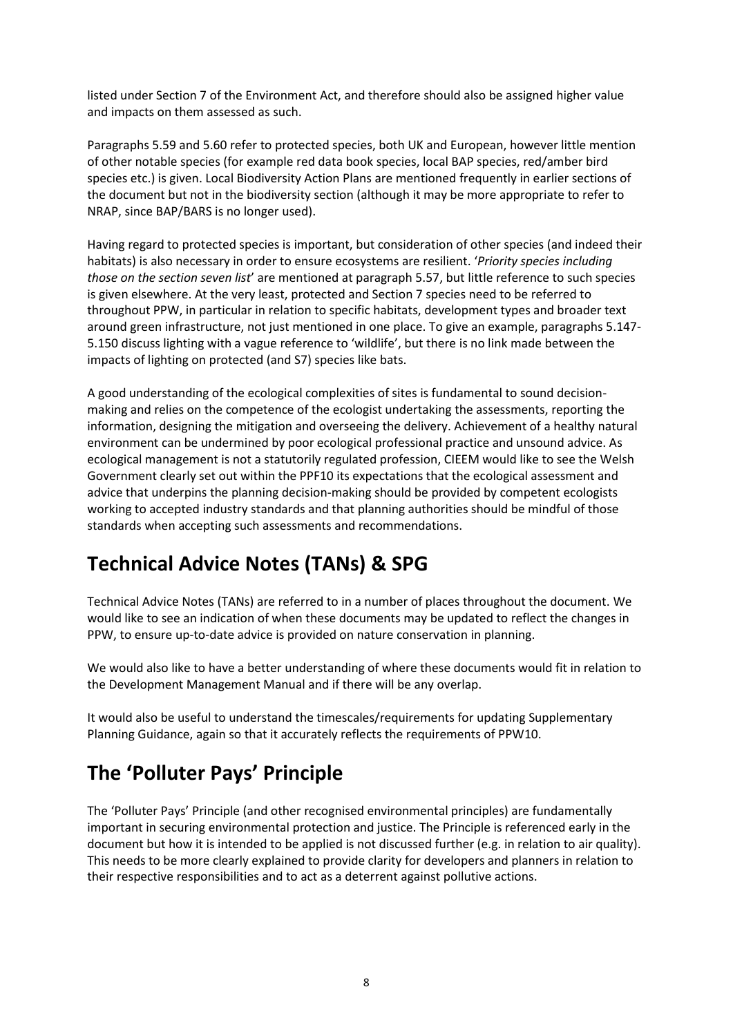listed under Section 7 of the Environment Act, and therefore should also be assigned higher value and impacts on them assessed as such.

Paragraphs 5.59 and 5.60 refer to protected species, both UK and European, however little mention of other notable species (for example red data book species, local BAP species, red/amber bird species etc.) is given. Local Biodiversity Action Plans are mentioned frequently in earlier sections of the document but not in the biodiversity section (although it may be more appropriate to refer to NRAP, since BAP/BARS is no longer used).

Having regard to protected species is important, but consideration of other species (and indeed their habitats) is also necessary in order to ensure ecosystems are resilient. '*Priority species including those on the section seven list*' are mentioned at paragraph 5.57, but little reference to such species is given elsewhere. At the very least, protected and Section 7 species need to be referred to throughout PPW, in particular in relation to specific habitats, development types and broader text around green infrastructure, not just mentioned in one place. To give an example, paragraphs 5.147-5.150 discuss lighting with a vague reference to 'wildlife', but there is no link made between the impacts of lighting on protected (and S7) species like bats.

A good understanding of the ecological complexities of sites is fundamental to sound decision-making and relies on the competence of the ecologist undertaking the assessments, reporting the information, designing the mitigation and overseeing the delivery. Achievement of a healthy natural environment can be undermined by poor ecological professional practice and unsound advice. As ecological management is not a statutorily regulated profession, CIEEM would like to see the Welsh Government clearly set out within the PPF10 its expectations that the ecological assessment and advice that underpins the planning decision-making should be provided by competent ecologists working to accepted industry standards and that planning authorities should be mindful of those standards when accepting such assessments and recommendations.

## Technical Advice Notes (TANs) & SPG

Technical Advice Notes (TANs) are referred to in a number of places throughout the document. We would like to see an indication of when these documents may be updated to reflect the changes in PPW, to ensure up-to-date advice is provided on nature conservation in planning.

We would also like to have a better understanding of where these documents would fit in relation to the Development Management Manual and if there will be any overlap.

It would also be useful to understand the timescales/requirements for updating Supplementary Planning Guidance, again so that it accurately reflects the requirements of PPW10.

## The 'Polluter Pays' Principle

The 'Polluter Pays' Principle (and other recognised environmental principles) are fundamentally important in securing environmental protection and justice. The Principle is referenced early in the document but how it is intended to be applied is not discussed further (e.g. in relation to air quality). This needs to be more clearly explained to provide clarity for developers and planners in relation to their respective responsibilities and to act as a deterrent against pollutive actions.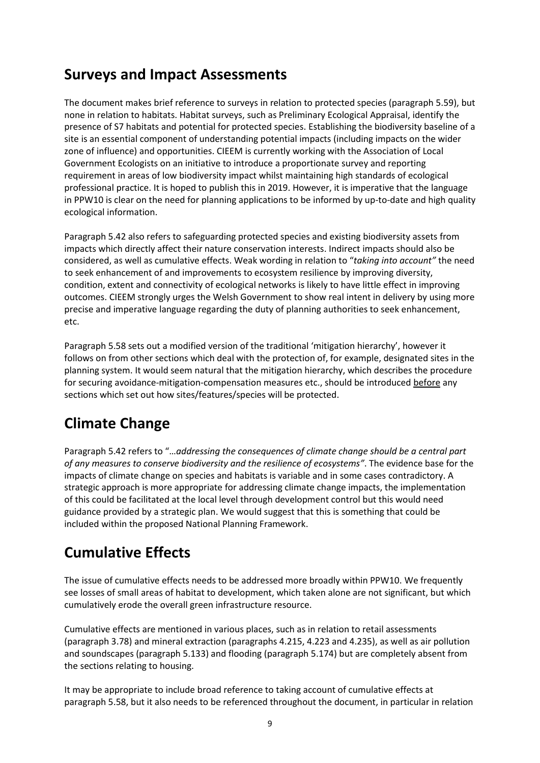## Surveys and Impact Assessments

The document makes brief reference to surveys in relation to protected species (paragraph 5.59), but none in relation to habitats. Habitat surveys, such as Preliminary Ecological Appraisal, identify the presence of S7 habitats and potential for protected species. Establishing the biodiversity baseline of a site is an essential component of understanding potential impacts (including impacts on the wider zone of influence) and opportunities. CIEEM is currently working with the Association of Local Government Ecologists on an initiative to introduce a proportionate survey and reporting requirement in areas of low biodiversity impact whilst maintaining high standards of ecological professional practice. It is hoped to publish this in 2019. However, it is imperative that the language in PPW10 is clear on the need for planning applications to be informed by up-to-date and high quality ecological information.

Paragraph 5.42 also refers to safeguarding protected species and existing biodiversity assets from impacts which directly affect their nature conservation interests. Indirect impacts should also be considered, as well as cumulative effects. Weak wording in relation to "*taking into account"* the need to seek enhancement of and improvements to ecosystem resilience by improving diversity, condition, extent and connectivity of ecological networks is likely to have little effect in improving outcomes. CIEEM strongly urges the Welsh Government to show real intent in delivery by using more precise and imperative language regarding the duty of planning authorities to seek enhancement, etc.

Paragraph 5.58 sets out a modified version of the traditional 'mitigation hierarchy', however it follows on from other sections which deal with the protection of, for example, designated sites in the planning system. It would seem natural that the mitigation hierarchy, which describes the procedure for securing avoidance-mitigation-compensation measures etc., should be introduced <u>before</u> any sections which set out how sites/features/species will be protected.

## Climate Change

Paragraph 5.42 refers to "…*addressing the consequences of climate change should be a central part of any measures to conserve biodiversity and the resilience of ecosystems"*. The evidence base for the impacts of climate change on species and habitats is variable and in some cases contradictory. A strategic approach is more appropriate for addressing climate change impacts, the implementation of this could be facilitated at the local level through development control but this would need guidance provided by a strategic plan. We would suggest that this is something that could be included within the proposed National Planning Framework.

## Cumulative Effects

The issue of cumulative effects needs to be addressed more broadly within PPW10. We frequently see losses of small areas of habitat to development, which taken alone are not significant, but which cumulatively erode the overall green infrastructure resource.

Cumulative effects are mentioned in various places, such as in relation to retail assessments (paragraph 3.78) and mineral extraction (paragraphs 4.215, 4.223 and 4.235), as well as air pollution and soundscapes (paragraph 5.133) and flooding (paragraph 5.174) but are completely absent from the sections relating to housing.

It may be appropriate to include broad reference to taking account of cumulative effects at paragraph 5.58, but it also needs to be referenced throughout the document, in particular in relation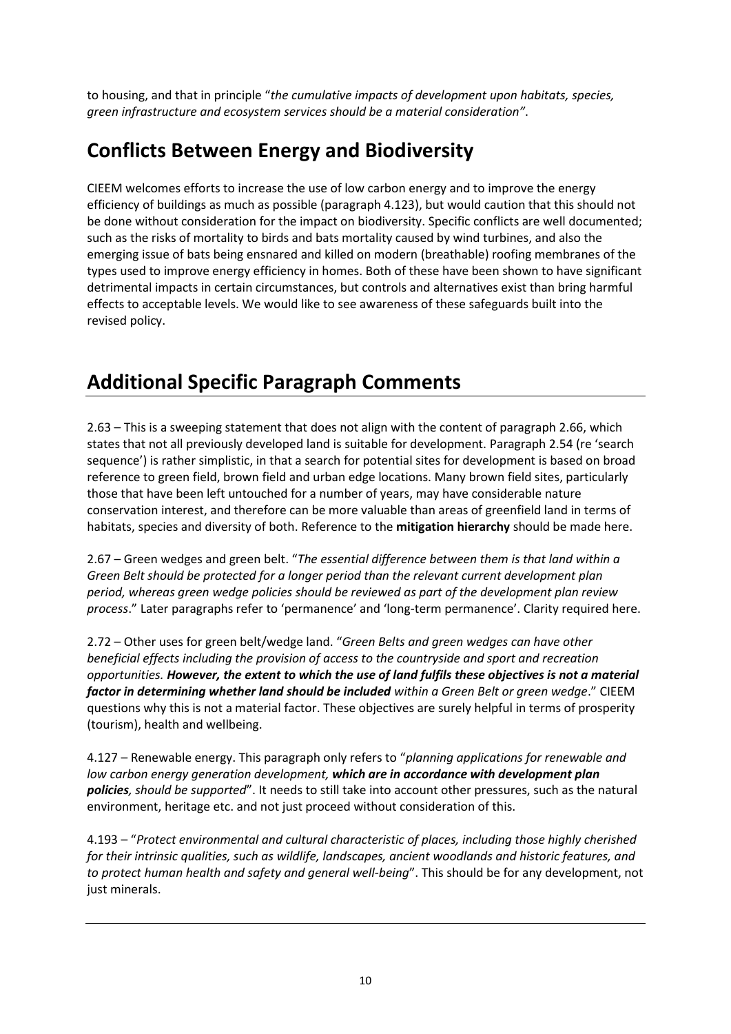to housing, and that in principle "*the cumulative impacts of development upon habitats, species, green infrastructure and ecosystem services should be a material consideration"*.

## Conflicts Between Energy and Biodiversity

CIEEM welcomes efforts to increase the use of low carbon energy and to improve the energy efficiency of buildings as much as possible (paragraph 4.123), but would caution that this should not be done without consideration for the impact on biodiversity. Specific conflicts are well documented; such as the risks of mortality to birds and bats mortality caused by wind turbines, and also the emerging issue of bats being ensnared and killed on modern (breathable) roofing membranes of the types used to improve energy efficiency in homes. Both of these have been shown to have significant detrimental impacts in certain circumstances, but controls and alternatives exist than bring harmful effects to acceptable levels. We would like to see awareness of these safeguards built into the revised policy.

## Additional Specific Paragraph Comments

2.63 – This is a sweeping statement that does not align with the content of paragraph 2.66, which states that not all previously developed land is suitable for development. Paragraph 2.54 (re 'search sequence') is rather simplistic, in that a search for potential sites for development is based on broad reference to green field, brown field and urban edge locations. Many brown field sites, particularly those that have been left untouched for a number of years, may have considerable nature conservation interest, and therefore can be more valuable than areas of greenfield land in terms of habitats, species and diversity of both. Reference to the **mitigation hierarchy** should be made here.

2.67 – Green wedges and green belt. "*The essential difference between them is that land within a Green Belt should be protected for a longer period than the relevant current development plan period, whereas green wedge policies should be reviewed as part of the development plan review process*." Later paragraphs refer to 'permanence' and 'long-term permanence'. Clarity required here.

2.72 – Other uses for green belt/wedge land. "*Green Belts and green wedges can have other beneficial effects including the provision of access to the countryside and sport and recreation opportunities.* ***However, the extent to which the use of land fulfils these objectives is not a material factor in determining whether land should be included*** *within a Green Belt or green wedge*." CIEEM questions why this is not a material factor. These objectives are surely helpful in terms of prosperity (tourism), health and wellbeing.

4.127 – Renewable energy. This paragraph only refers to "*planning applications for renewable and low carbon energy generation development,* ***which are in accordance with development plan policies****, should be supported*". It needs to still take into account other pressures, such as the natural environment, heritage etc. and not just proceed without consideration of this.

4.193 – "*Protect environmental and cultural characteristic of places, including those highly cherished for their intrinsic qualities, such as wildlife, landscapes, ancient woodlands and historic features, and to protect human health and safety and general well-being*". This should be for any development, not just minerals.